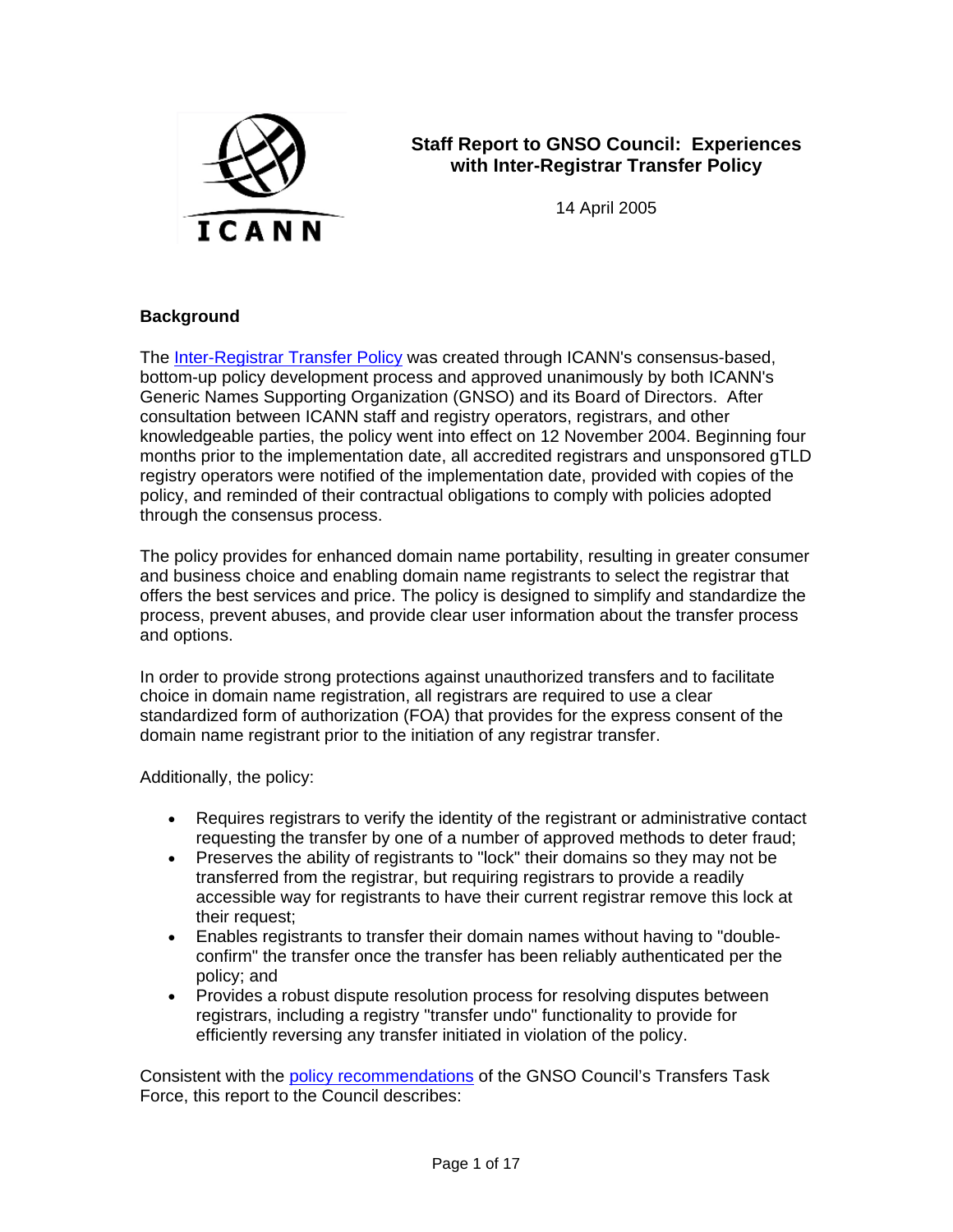# Staff Report to GNSO Council: Experiences with Inter-Registrar Transfer Policy

14 April 2005

## Background

The [Inter-Registrar Transfer Policy]() was created through ICANN's consensus-based, bottom-up policy development process and approved unanimously by both ICANN's Generic Names Supporting Organization (GNSO) and its Board of Directors. After consultation between ICANN staff and registry operators, registrars, and other knowledgeable parties, the policy went into effect on 12 November 2004. Beginning four months prior to the implementation date, all accredited registrars and unsponsored gTLD registry operators were notified of the implementation date, provided with copies of the policy, and reminded of their contractual obligations to comply with policies adopted through the consensus process.

The policy provides for enhanced domain name portability, resulting in greater consumer and business choice and enabling domain name registrants to select the registrar that offers the best services and price. The policy is designed to simplify and standardize the process, prevent abuses, and provide clear user information about the transfer process and options.

In order to provide strong protections against unauthorized transfers and to facilitate choice in domain name registration, all registrars are required to use a clear standardized form of authorization (FOA) that provides for the express consent of the domain name registrant prior to the initiation of any registrar transfer.

Additionally, the policy:

- Requires registrars to verify the identity of the registrant or administrative contact requesting the transfer by one of a number of approved methods to deter fraud;
- Preserves the ability of registrants to "lock" their domains so they may not be transferred from the registrar, but requiring registrars to provide a readily accessible way for registrants to have their current registrar remove this lock at their request;
- Enables registrants to transfer their domain names without having to "double-confirm" the transfer once the transfer has been reliably authenticated per the policy; and
- Provides a robust dispute resolution process for resolving disputes between registrars, including a registry "transfer undo" functionality to provide for efficiently reversing any transfer initiated in violation of the policy.

Consistent with the [policy recommendations]() of the GNSO Council's Transfers Task Force, this report to the Council describes: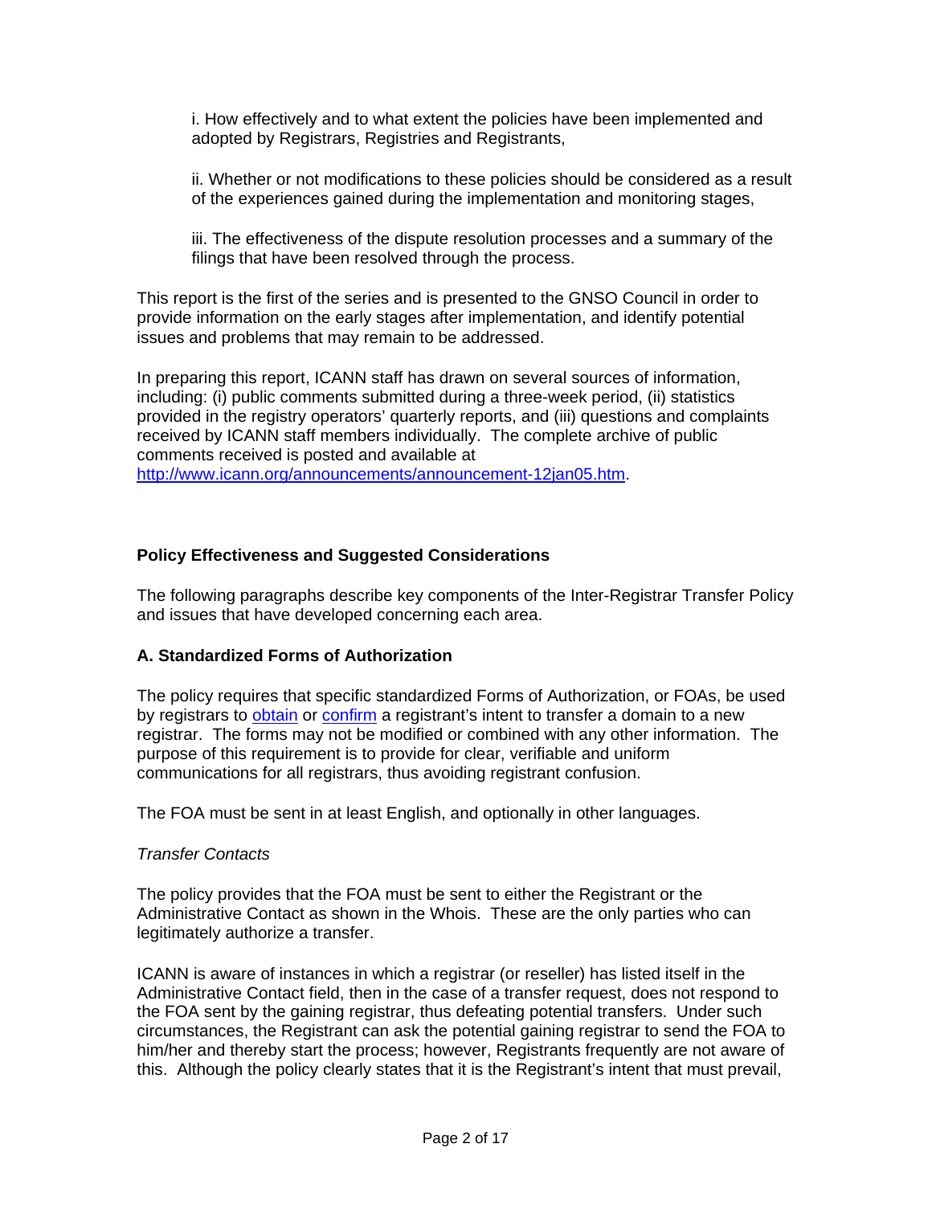i. How effectively and to what extent the policies have been implemented and adopted by Registrars, Registries and Registrants,

ii. Whether or not modifications to these policies should be considered as a result of the experiences gained during the implementation and monitoring stages,

iii. The effectiveness of the dispute resolution processes and a summary of the filings that have been resolved through the process.

This report is the first of the series and is presented to the GNSO Council in order to provide information on the early stages after implementation, and identify potential issues and problems that may remain to be addressed.

In preparing this report, ICANN staff has drawn on several sources of information, including: (i) public comments submitted during a three-week period, (ii) statistics provided in the registry operators' quarterly reports, and (iii) questions and complaints received by ICANN staff members individually. The complete archive of public comments received is posted and available at http://www.icann.org/announcements/announcement-12jan05.htm.

## Policy Effectiveness and Suggested Considerations

The following paragraphs describe key components of the Inter-Registrar Transfer Policy and issues that have developed concerning each area.

### A. Standardized Forms of Authorization

The policy requires that specific standardized Forms of Authorization, or FOAs, be used by registrars to obtain or confirm a registrant's intent to transfer a domain to a new registrar. The forms may not be modified or combined with any other information. The purpose of this requirement is to provide for clear, verifiable and uniform communications for all registrars, thus avoiding registrant confusion.

The FOA must be sent in at least English, and optionally in other languages.

*Transfer Contacts*

The policy provides that the FOA must be sent to either the Registrant or the Administrative Contact as shown in the Whois. These are the only parties who can legitimately authorize a transfer.

ICANN is aware of instances in which a registrar (or reseller) has listed itself in the Administrative Contact field, then in the case of a transfer request, does not respond to the FOA sent by the gaining registrar, thus defeating potential transfers. Under such circumstances, the Registrant can ask the potential gaining registrar to send the FOA to him/her and thereby start the process; however, Registrants frequently are not aware of this. Although the policy clearly states that it is the Registrant's intent that must prevail,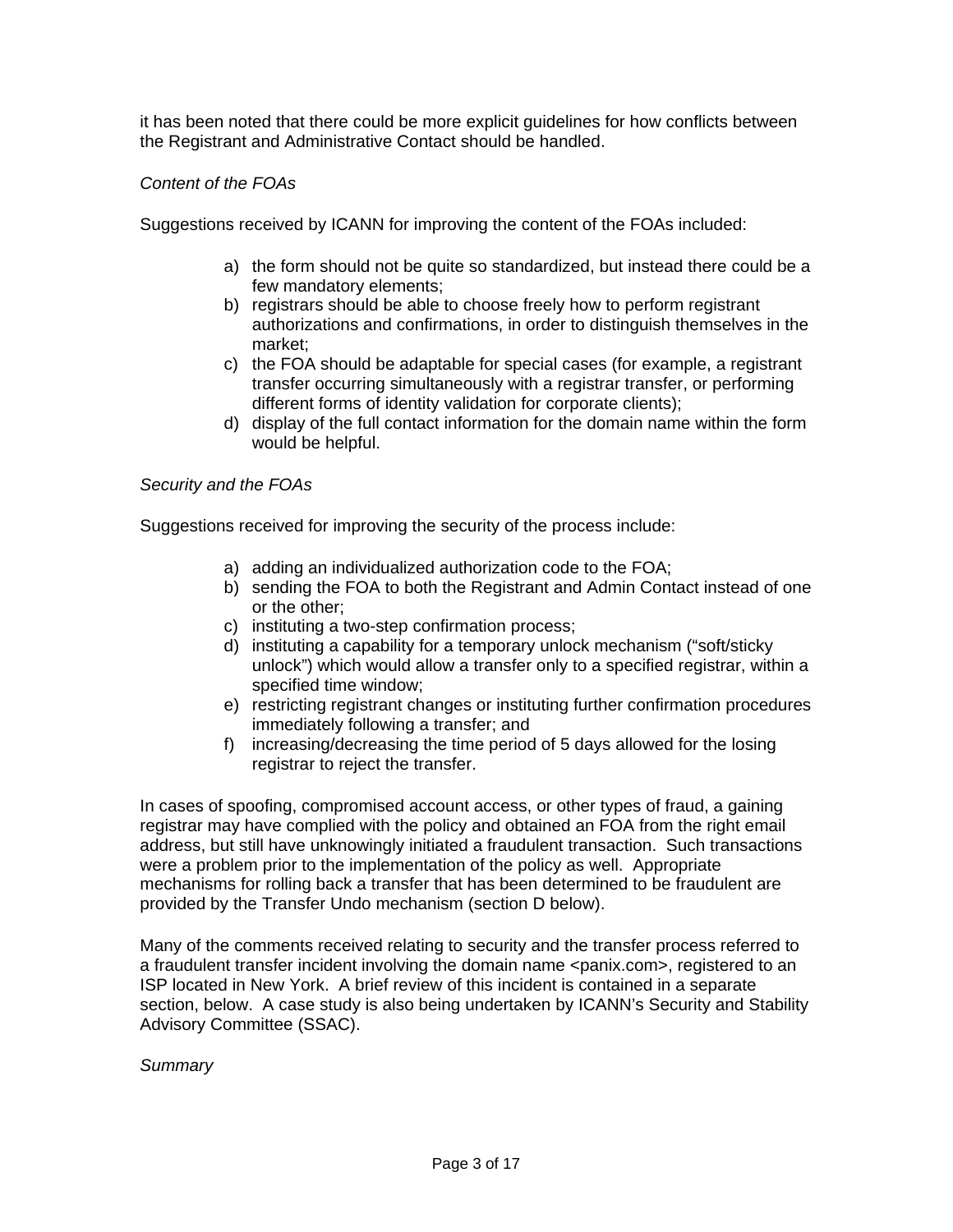it has been noted that there could be more explicit guidelines for how conflicts between the Registrant and Administrative Contact should be handled.

*Content of the FOAs*

Suggestions received by ICANN for improving the content of the FOAs included:

a) the form should not be quite so standardized, but instead there could be a few mandatory elements;
b) registrars should be able to choose freely how to perform registrant authorizations and confirmations, in order to distinguish themselves in the market;
c) the FOA should be adaptable for special cases (for example, a registrant transfer occurring simultaneously with a registrar transfer, or performing different forms of identity validation for corporate clients);
d) display of the full contact information for the domain name within the form would be helpful.

*Security and the FOAs*

Suggestions received for improving the security of the process include:

a) adding an individualized authorization code to the FOA;
b) sending the FOA to both the Registrant and Admin Contact instead of one or the other;
c) instituting a two-step confirmation process;
d) instituting a capability for a temporary unlock mechanism ("soft/sticky unlock") which would allow a transfer only to a specified registrar, within a specified time window;
e) restricting registrant changes or instituting further confirmation procedures immediately following a transfer; and
f) increasing/decreasing the time period of 5 days allowed for the losing registrar to reject the transfer.

In cases of spoofing, compromised account access, or other types of fraud, a gaining registrar may have complied with the policy and obtained an FOA from the right email address, but still have unknowingly initiated a fraudulent transaction. Such transactions were a problem prior to the implementation of the policy as well. Appropriate mechanisms for rolling back a transfer that has been determined to be fraudulent are provided by the Transfer Undo mechanism (section D below).

Many of the comments received relating to security and the transfer process referred to a fraudulent transfer incident involving the domain name <panix.com>, registered to an ISP located in New York. A brief review of this incident is contained in a separate section, below. A case study is also being undertaken by ICANN's Security and Stability Advisory Committee (SSAC).

*Summary*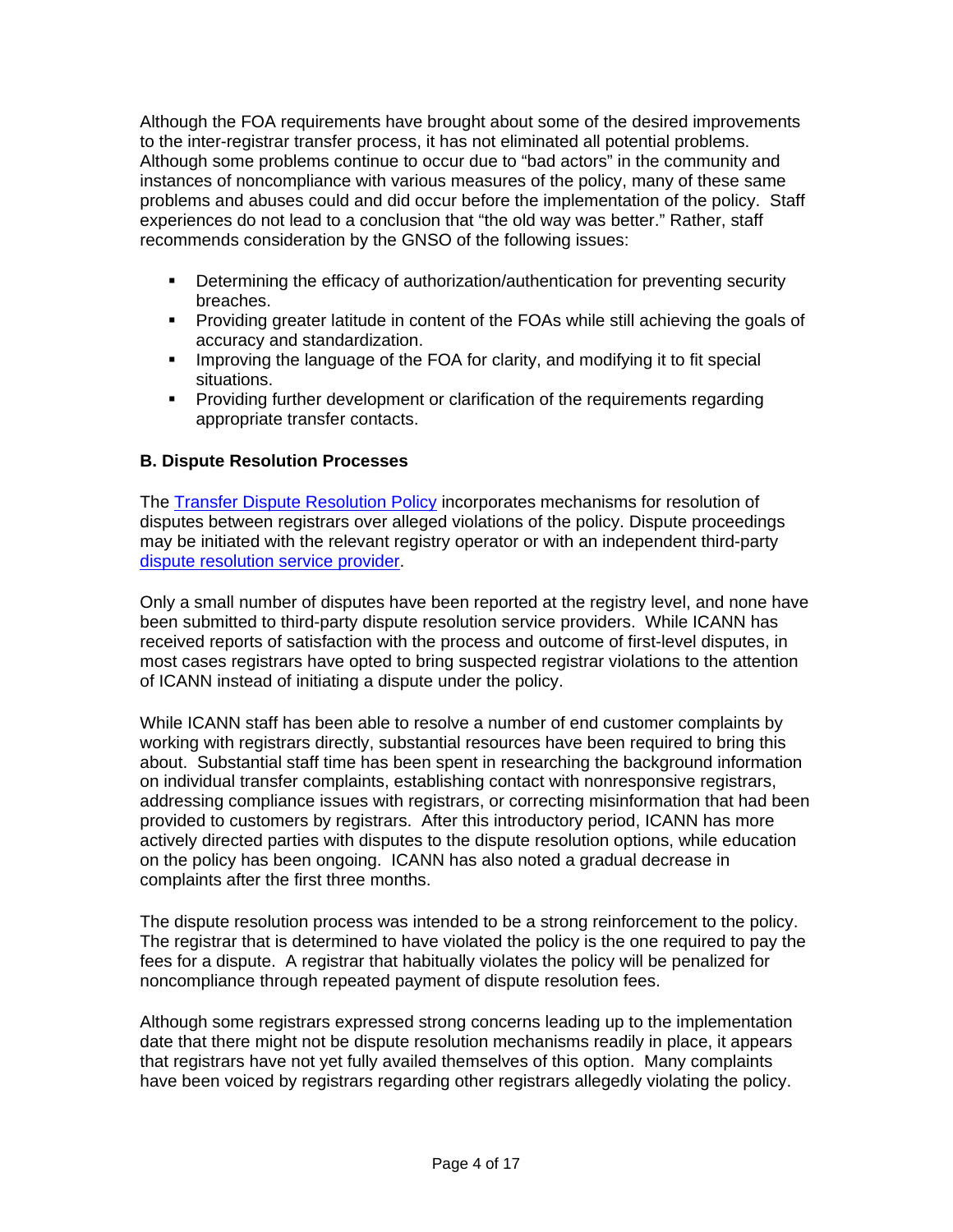Although the FOA requirements have brought about some of the desired improvements to the inter-registrar transfer process, it has not eliminated all potential problems. Although some problems continue to occur due to "bad actors" in the community and instances of noncompliance with various measures of the policy, many of these same problems and abuses could and did occur before the implementation of the policy. Staff experiences do not lead to a conclusion that "the old way was better." Rather, staff recommends consideration by the GNSO of the following issues:

- Determining the efficacy of authorization/authentication for preventing security breaches.
- Providing greater latitude in content of the FOAs while still achieving the goals of accuracy and standardization.
- Improving the language of the FOA for clarity, and modifying it to fit special situations.
- Providing further development or clarification of the requirements regarding appropriate transfer contacts.

**B. Dispute Resolution Processes**

The Transfer Dispute Resolution Policy incorporates mechanisms for resolution of disputes between registrars over alleged violations of the policy. Dispute proceedings may be initiated with the relevant registry operator or with an independent third-party dispute resolution service provider.

Only a small number of disputes have been reported at the registry level, and none have been submitted to third-party dispute resolution service providers. While ICANN has received reports of satisfaction with the process and outcome of first-level disputes, in most cases registrars have opted to bring suspected registrar violations to the attention of ICANN instead of initiating a dispute under the policy.

While ICANN staff has been able to resolve a number of end customer complaints by working with registrars directly, substantial resources have been required to bring this about. Substantial staff time has been spent in researching the background information on individual transfer complaints, establishing contact with nonresponsive registrars, addressing compliance issues with registrars, or correcting misinformation that had been provided to customers by registrars. After this introductory period, ICANN has more actively directed parties with disputes to the dispute resolution options, while education on the policy has been ongoing. ICANN has also noted a gradual decrease in complaints after the first three months.

The dispute resolution process was intended to be a strong reinforcement to the policy. The registrar that is determined to have violated the policy is the one required to pay the fees for a dispute. A registrar that habitually violates the policy will be penalized for noncompliance through repeated payment of dispute resolution fees.

Although some registrars expressed strong concerns leading up to the implementation date that there might not be dispute resolution mechanisms readily in place, it appears that registrars have not yet fully availed themselves of this option. Many complaints have been voiced by registrars regarding other registrars allegedly violating the policy.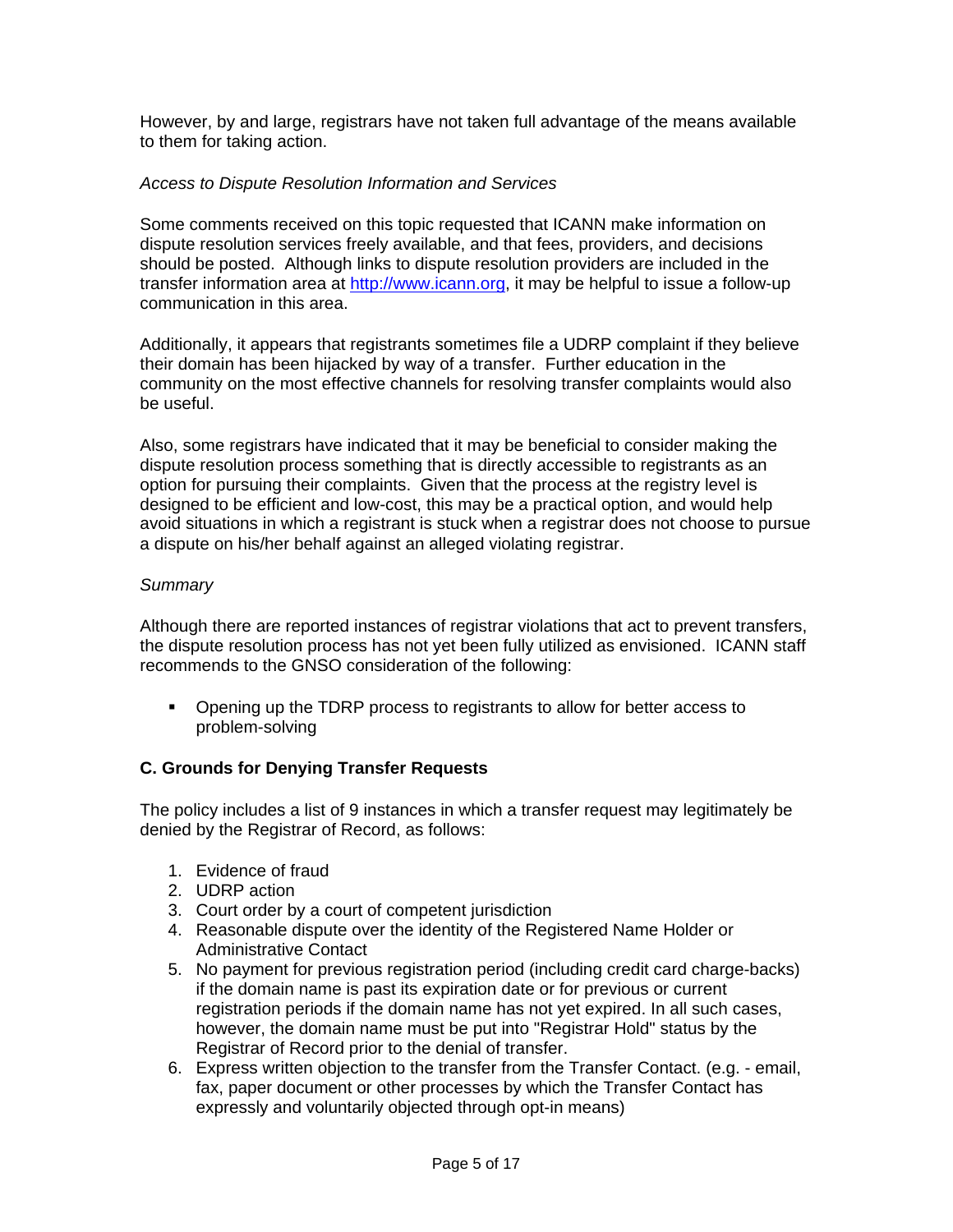However, by and large, registrars have not taken full advantage of the means available to them for taking action.

*Access to Dispute Resolution Information and Services*

Some comments received on this topic requested that ICANN make information on dispute resolution services freely available, and that fees, providers, and decisions should be posted. Although links to dispute resolution providers are included in the transfer information area at [http://www.icann.org](http://www.icann.org), it may be helpful to issue a follow-up communication in this area.

Additionally, it appears that registrants sometimes file a UDRP complaint if they believe their domain has been hijacked by way of a transfer. Further education in the community on the most effective channels for resolving transfer complaints would also be useful.

Also, some registrars have indicated that it may be beneficial to consider making the dispute resolution process something that is directly accessible to registrants as an option for pursuing their complaints. Given that the process at the registry level is designed to be efficient and low-cost, this may be a practical option, and would help avoid situations in which a registrant is stuck when a registrar does not choose to pursue a dispute on his/her behalf against an alleged violating registrar.

*Summary*

Although there are reported instances of registrar violations that act to prevent transfers, the dispute resolution process has not yet been fully utilized as envisioned. ICANN staff recommends to the GNSO consideration of the following:

- Opening up the TDRP process to registrants to allow for better access to problem-solving

**C. Grounds for Denying Transfer Requests**

The policy includes a list of 9 instances in which a transfer request may legitimately be denied by the Registrar of Record, as follows:

1. Evidence of fraud
2. UDRP action
3. Court order by a court of competent jurisdiction
4. Reasonable dispute over the identity of the Registered Name Holder or Administrative Contact
5. No payment for previous registration period (including credit card charge-backs) if the domain name is past its expiration date or for previous or current registration periods if the domain name has not yet expired. In all such cases, however, the domain name must be put into "Registrar Hold" status by the Registrar of Record prior to the denial of transfer.
6. Express written objection to the transfer from the Transfer Contact. (e.g. - email, fax, paper document or other processes by which the Transfer Contact has expressly and voluntarily objected through opt-in means)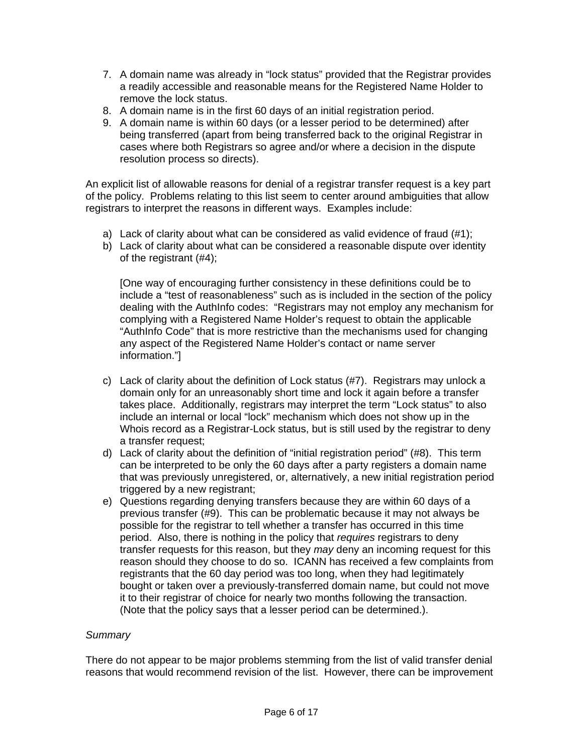7. A domain name was already in "lock status" provided that the Registrar provides a readily accessible and reasonable means for the Registered Name Holder to remove the lock status.
8. A domain name is in the first 60 days of an initial registration period.
9. A domain name is within 60 days (or a lesser period to be determined) after being transferred (apart from being transferred back to the original Registrar in cases where both Registrars so agree and/or where a decision in the dispute resolution process so directs).

An explicit list of allowable reasons for denial of a registrar transfer request is a key part of the policy. Problems relating to this list seem to center around ambiguities that allow registrars to interpret the reasons in different ways. Examples include:

a) Lack of clarity about what can be considered as valid evidence of fraud (#1);
b) Lack of clarity about what can be considered a reasonable dispute over identity of the registrant (#4);

   [One way of encouraging further consistency in these definitions could be to include a "test of reasonableness" such as is included in the section of the policy dealing with the AuthInfo codes: "Registrars may not employ any mechanism for complying with a Registered Name Holder's request to obtain the applicable "AuthInfo Code" that is more restrictive than the mechanisms used for changing any aspect of the Registered Name Holder's contact or name server information."]

c) Lack of clarity about the definition of Lock status (#7). Registrars may unlock a domain only for an unreasonably short time and lock it again before a transfer takes place. Additionally, registrars may interpret the term "Lock status" to also include an internal or local "lock" mechanism which does not show up in the Whois record as a Registrar-Lock status, but is still used by the registrar to deny a transfer request;
d) Lack of clarity about the definition of "initial registration period" (#8). This term can be interpreted to be only the 60 days after a party registers a domain name that was previously unregistered, or, alternatively, a new initial registration period triggered by a new registrant;
e) Questions regarding denying transfers because they are within 60 days of a previous transfer (#9). This can be problematic because it may not always be possible for the registrar to tell whether a transfer has occurred in this time period. Also, there is nothing in the policy that *requires* registrars to deny transfer requests for this reason, but they *may* deny an incoming request for this reason should they choose to do so. ICANN has received a few complaints from registrants that the 60 day period was too long, when they had legitimately bought or taken over a previously-transferred domain name, but could not move it to their registrar of choice for nearly two months following the transaction. (Note that the policy says that a lesser period can be determined.).

*Summary*

There do not appear to be major problems stemming from the list of valid transfer denial reasons that would recommend revision of the list. However, there can be improvement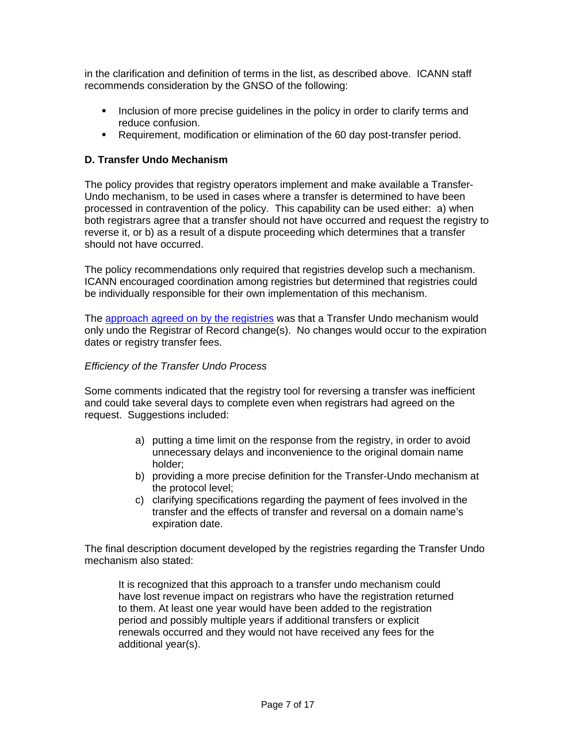in the clarification and definition of terms in the list, as described above. ICANN staff recommends consideration by the GNSO of the following:

- Inclusion of more precise guidelines in the policy in order to clarify terms and reduce confusion.
- Requirement, modification or elimination of the 60 day post-transfer period.

### D. Transfer Undo Mechanism

The policy provides that registry operators implement and make available a Transfer-Undo mechanism, to be used in cases where a transfer is determined to have been processed in contravention of the policy. This capability can be used either: a) when both registrars agree that a transfer should not have occurred and request the registry to reverse it, or b) as a result of a dispute proceeding which determines that a transfer should not have occurred.

The policy recommendations only required that registries develop such a mechanism. ICANN encouraged coordination among registries but determined that registries could be individually responsible for their own implementation of this mechanism.

The approach agreed on by the registries was that a Transfer Undo mechanism would only undo the Registrar of Record change(s). No changes would occur to the expiration dates or registry transfer fees.

*Efficiency of the Transfer Undo Process*

Some comments indicated that the registry tool for reversing a transfer was inefficient and could take several days to complete even when registrars had agreed on the request. Suggestions included:

a) putting a time limit on the response from the registry, in order to avoid unnecessary delays and inconvenience to the original domain name holder;
b) providing a more precise definition for the Transfer-Undo mechanism at the protocol level;
c) clarifying specifications regarding the payment of fees involved in the transfer and the effects of transfer and reversal on a domain name's expiration date.

The final description document developed by the registries regarding the Transfer Undo mechanism also stated:

> It is recognized that this approach to a transfer undo mechanism could have lost revenue impact on registrars who have the registration returned to them. At least one year would have been added to the registration period and possibly multiple years if additional transfers or explicit renewals occurred and they would not have received any fees for the additional year(s).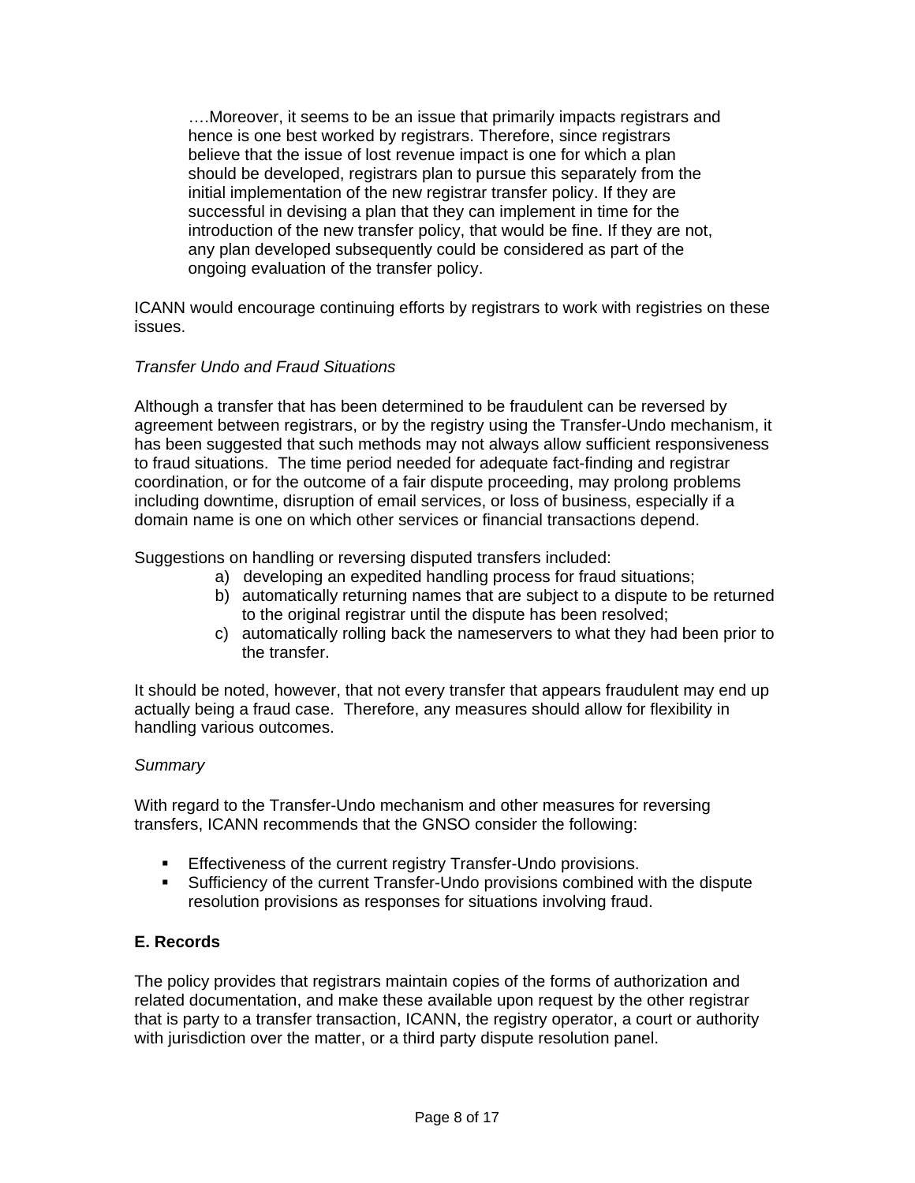> ….Moreover, it seems to be an issue that primarily impacts registrars and hence is one best worked by registrars. Therefore, since registrars believe that the issue of lost revenue impact is one for which a plan should be developed, registrars plan to pursue this separately from the initial implementation of the new registrar transfer policy. If they are successful in devising a plan that they can implement in time for the introduction of the new transfer policy, that would be fine. If they are not, any plan developed subsequently could be considered as part of the ongoing evaluation of the transfer policy.

ICANN would encourage continuing efforts by registrars to work with registries on these issues.

*Transfer Undo and Fraud Situations*

Although a transfer that has been determined to be fraudulent can be reversed by agreement between registrars, or by the registry using the Transfer-Undo mechanism, it has been suggested that such methods may not always allow sufficient responsiveness to fraud situations. The time period needed for adequate fact-finding and registrar coordination, or for the outcome of a fair dispute proceeding, may prolong problems including downtime, disruption of email services, or loss of business, especially if a domain name is one on which other services or financial transactions depend.

Suggestions on handling or reversing disputed transfers included:

a) developing an expedited handling process for fraud situations;
b) automatically returning names that are subject to a dispute to be returned to the original registrar until the dispute has been resolved;
c) automatically rolling back the nameservers to what they had been prior to the transfer.

It should be noted, however, that not every transfer that appears fraudulent may end up actually being a fraud case. Therefore, any measures should allow for flexibility in handling various outcomes.

*Summary*

With regard to the Transfer-Undo mechanism and other measures for reversing transfers, ICANN recommends that the GNSO consider the following:

- Effectiveness of the current registry Transfer-Undo provisions.
- Sufficiency of the current Transfer-Undo provisions combined with the dispute resolution provisions as responses for situations involving fraud.

**E. Records**

The policy provides that registrars maintain copies of the forms of authorization and related documentation, and make these available upon request by the other registrar that is party to a transfer transaction, ICANN, the registry operator, a court or authority with jurisdiction over the matter, or a third party dispute resolution panel.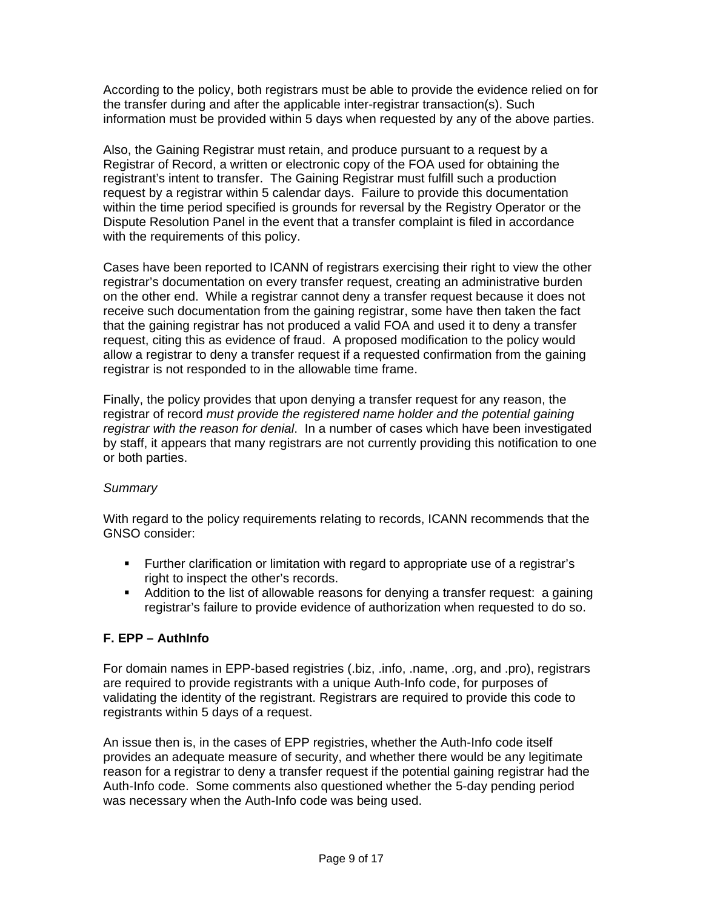According to the policy, both registrars must be able to provide the evidence relied on for the transfer during and after the applicable inter-registrar transaction(s). Such information must be provided within 5 days when requested by any of the above parties.

Also, the Gaining Registrar must retain, and produce pursuant to a request by a Registrar of Record, a written or electronic copy of the FOA used for obtaining the registrant's intent to transfer. The Gaining Registrar must fulfill such a production request by a registrar within 5 calendar days. Failure to provide this documentation within the time period specified is grounds for reversal by the Registry Operator or the Dispute Resolution Panel in the event that a transfer complaint is filed in accordance with the requirements of this policy.

Cases have been reported to ICANN of registrars exercising their right to view the other registrar's documentation on every transfer request, creating an administrative burden on the other end. While a registrar cannot deny a transfer request because it does not receive such documentation from the gaining registrar, some have then taken the fact that the gaining registrar has not produced a valid FOA and used it to deny a transfer request, citing this as evidence of fraud. A proposed modification to the policy would allow a registrar to deny a transfer request if a requested confirmation from the gaining registrar is not responded to in the allowable time frame.

Finally, the policy provides that upon denying a transfer request for any reason, the registrar of record *must provide the registered name holder and the potential gaining registrar with the reason for denial*. In a number of cases which have been investigated by staff, it appears that many registrars are not currently providing this notification to one or both parties.

*Summary*

With regard to the policy requirements relating to records, ICANN recommends that the GNSO consider:

- Further clarification or limitation with regard to appropriate use of a registrar's right to inspect the other's records.
- Addition to the list of allowable reasons for denying a transfer request: a gaining registrar's failure to provide evidence of authorization when requested to do so.

### F. EPP – AuthInfo

For domain names in EPP-based registries (.biz, .info, .name, .org, and .pro), registrars are required to provide registrants with a unique Auth-Info code, for purposes of validating the identity of the registrant. Registrars are required to provide this code to registrants within 5 days of a request.

An issue then is, in the cases of EPP registries, whether the Auth-Info code itself provides an adequate measure of security, and whether there would be any legitimate reason for a registrar to deny a transfer request if the potential gaining registrar had the Auth-Info code. Some comments also questioned whether the 5-day pending period was necessary when the Auth-Info code was being used.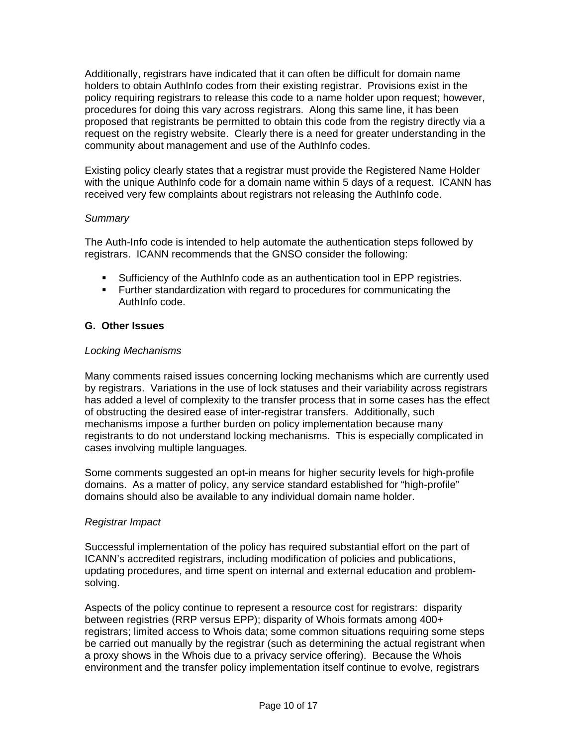Additionally, registrars have indicated that it can often be difficult for domain name holders to obtain AuthInfo codes from their existing registrar. Provisions exist in the policy requiring registrars to release this code to a name holder upon request; however, procedures for doing this vary across registrars. Along this same line, it has been proposed that registrants be permitted to obtain this code from the registry directly via a request on the registry website. Clearly there is a need for greater understanding in the community about management and use of the AuthInfo codes.

Existing policy clearly states that a registrar must provide the Registered Name Holder with the unique AuthInfo code for a domain name within 5 days of a request. ICANN has received very few complaints about registrars not releasing the AuthInfo code.

*Summary*

The Auth-Info code is intended to help automate the authentication steps followed by registrars. ICANN recommends that the GNSO consider the following:

- Sufficiency of the AuthInfo code as an authentication tool in EPP registries.
- Further standardization with regard to procedures for communicating the AuthInfo code.

**G. Other Issues**

*Locking Mechanisms*

Many comments raised issues concerning locking mechanisms which are currently used by registrars. Variations in the use of lock statuses and their variability across registrars has added a level of complexity to the transfer process that in some cases has the effect of obstructing the desired ease of inter-registrar transfers. Additionally, such mechanisms impose a further burden on policy implementation because many registrants to do not understand locking mechanisms. This is especially complicated in cases involving multiple languages.

Some comments suggested an opt-in means for higher security levels for high-profile domains. As a matter of policy, any service standard established for "high-profile" domains should also be available to any individual domain name holder.

*Registrar Impact*

Successful implementation of the policy has required substantial effort on the part of ICANN's accredited registrars, including modification of policies and publications, updating procedures, and time spent on internal and external education and problem-solving.

Aspects of the policy continue to represent a resource cost for registrars: disparity between registries (RRP versus EPP); disparity of Whois formats among 400+ registrars; limited access to Whois data; some common situations requiring some steps be carried out manually by the registrar (such as determining the actual registrant when a proxy shows in the Whois due to a privacy service offering). Because the Whois environment and the transfer policy implementation itself continue to evolve, registrars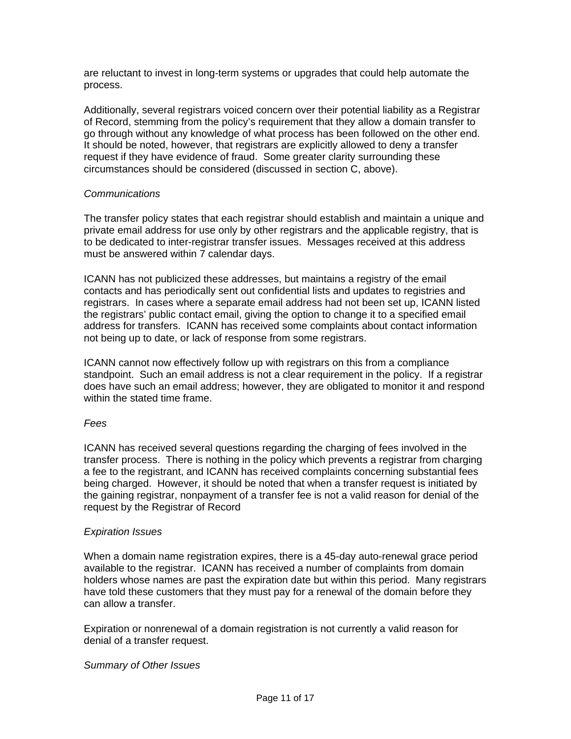are reluctant to invest in long-term systems or upgrades that could help automate the process.

Additionally, several registrars voiced concern over their potential liability as a Registrar of Record, stemming from the policy's requirement that they allow a domain transfer to go through without any knowledge of what process has been followed on the other end. It should be noted, however, that registrars are explicitly allowed to deny a transfer request if they have evidence of fraud. Some greater clarity surrounding these circumstances should be considered (discussed in section C, above).

*Communications*

The transfer policy states that each registrar should establish and maintain a unique and private email address for use only by other registrars and the applicable registry, that is to be dedicated to inter-registrar transfer issues. Messages received at this address must be answered within 7 calendar days.

ICANN has not publicized these addresses, but maintains a registry of the email contacts and has periodically sent out confidential lists and updates to registries and registrars. In cases where a separate email address had not been set up, ICANN listed the registrars' public contact email, giving the option to change it to a specified email address for transfers. ICANN has received some complaints about contact information not being up to date, or lack of response from some registrars.

ICANN cannot now effectively follow up with registrars on this from a compliance standpoint. Such an email address is not a clear requirement in the policy. If a registrar does have such an email address; however, they are obligated to monitor it and respond within the stated time frame.

*Fees*

ICANN has received several questions regarding the charging of fees involved in the transfer process. There is nothing in the policy which prevents a registrar from charging a fee to the registrant, and ICANN has received complaints concerning substantial fees being charged. However, it should be noted that when a transfer request is initiated by the gaining registrar, nonpayment of a transfer fee is not a valid reason for denial of the request by the Registrar of Record

*Expiration Issues*

When a domain name registration expires, there is a 45-day auto-renewal grace period available to the registrar. ICANN has received a number of complaints from domain holders whose names are past the expiration date but within this period. Many registrars have told these customers that they must pay for a renewal of the domain before they can allow a transfer.

Expiration or nonrenewal of a domain registration is not currently a valid reason for denial of a transfer request.

*Summary of Other Issues*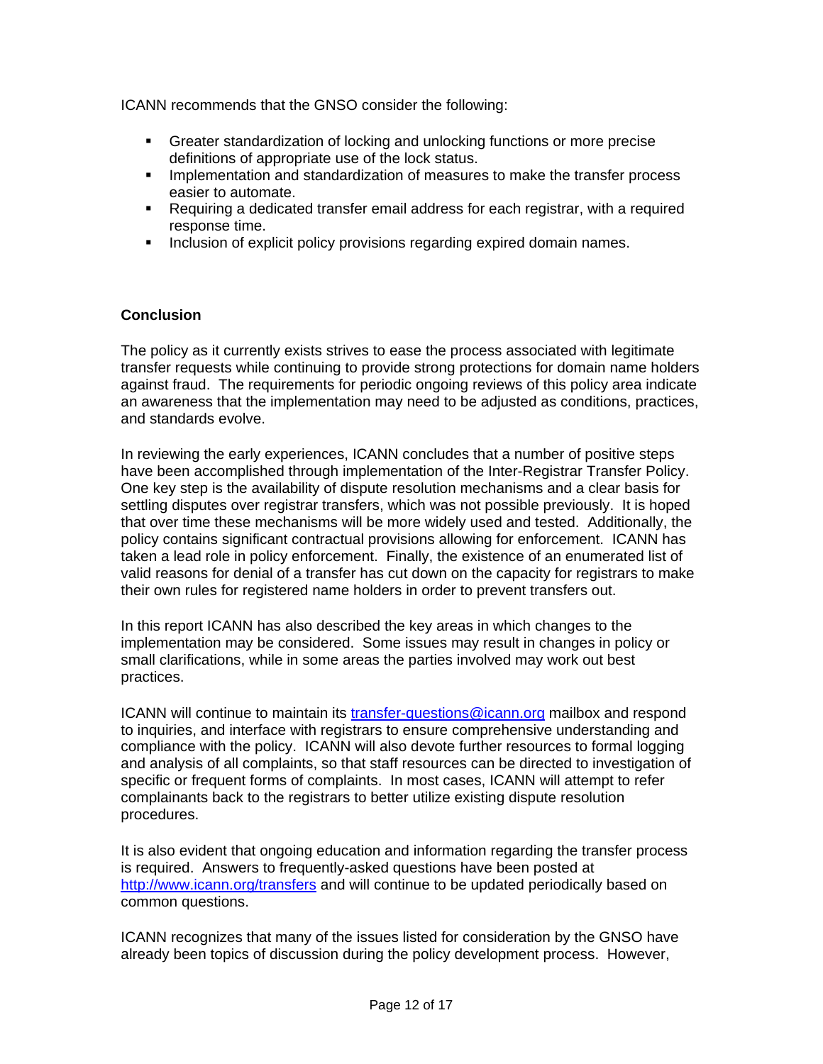ICANN recommends that the GNSO consider the following:

- Greater standardization of locking and unlocking functions or more precise definitions of appropriate use of the lock status.
- Implementation and standardization of measures to make the transfer process easier to automate.
- Requiring a dedicated transfer email address for each registrar, with a required response time.
- Inclusion of explicit policy provisions regarding expired domain names.

**Conclusion**

The policy as it currently exists strives to ease the process associated with legitimate transfer requests while continuing to provide strong protections for domain name holders against fraud. The requirements for periodic ongoing reviews of this policy area indicate an awareness that the implementation may need to be adjusted as conditions, practices, and standards evolve.

In reviewing the early experiences, ICANN concludes that a number of positive steps have been accomplished through implementation of the Inter-Registrar Transfer Policy. One key step is the availability of dispute resolution mechanisms and a clear basis for settling disputes over registrar transfers, which was not possible previously. It is hoped that over time these mechanisms will be more widely used and tested. Additionally, the policy contains significant contractual provisions allowing for enforcement. ICANN has taken a lead role in policy enforcement. Finally, the existence of an enumerated list of valid reasons for denial of a transfer has cut down on the capacity for registrars to make their own rules for registered name holders in order to prevent transfers out.

In this report ICANN has also described the key areas in which changes to the implementation may be considered. Some issues may result in changes in policy or small clarifications, while in some areas the parties involved may work out best practices.

ICANN will continue to maintain its transfer-questions@icann.org mailbox and respond to inquiries, and interface with registrars to ensure comprehensive understanding and compliance with the policy. ICANN will also devote further resources to formal logging and analysis of all complaints, so that staff resources can be directed to investigation of specific or frequent forms of complaints. In most cases, ICANN will attempt to refer complainants back to the registrars to better utilize existing dispute resolution procedures.

It is also evident that ongoing education and information regarding the transfer process is required. Answers to frequently-asked questions have been posted at http://www.icann.org/transfers and will continue to be updated periodically based on common questions.

ICANN recognizes that many of the issues listed for consideration by the GNSO have already been topics of discussion during the policy development process. However,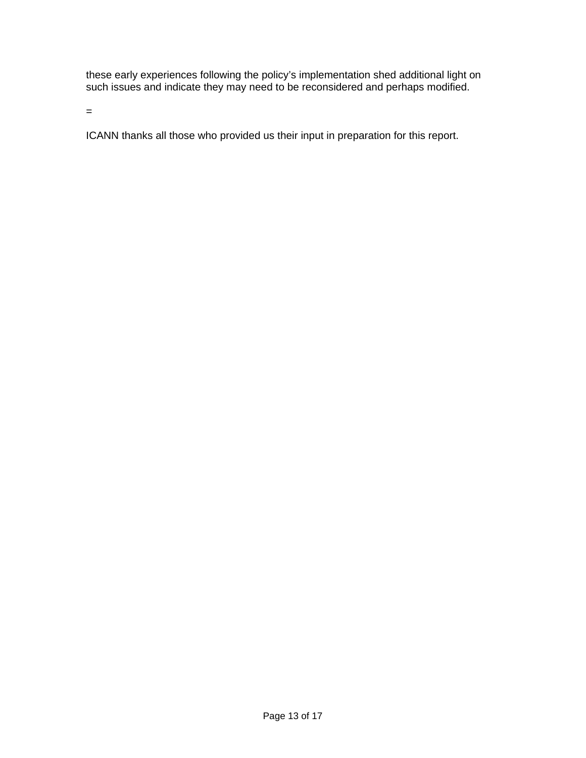these early experiences following the policy's implementation shed additional light on such issues and indicate they may need to be reconsidered and perhaps modified.

=

ICANN thanks all those who provided us their input in preparation for this report.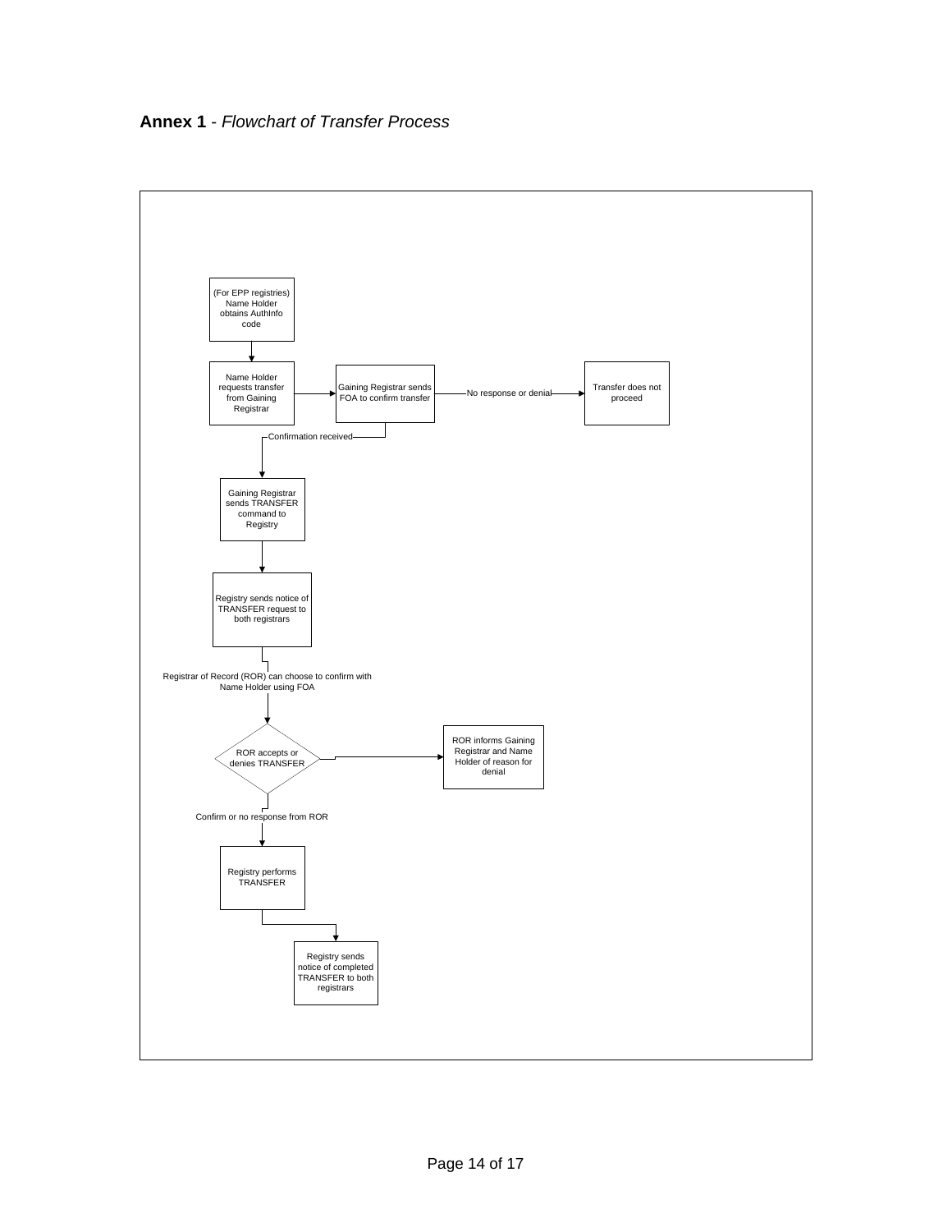**Annex 1** - *Flowchart of Transfer Process*

(For EPP registries) Name Holder obtains AuthInfo code

Name Holder requests transfer from Gaining Registrar

Gaining Registrar sends FOA to confirm transfer

No response or denial

Transfer does not proceed

Confirmation received

Gaining Registrar sends TRANSFER command to Registry

Registry sends notice of TRANSFER request to both registrars

Registrar of Record (ROR) can choose to confirm with Name Holder using FOA

ROR accepts or denies TRANSFER

ROR informs Gaining Registrar and Name Holder of reason for denial

Confirm or no response from ROR

Registry performs TRANSFER

Registry sends notice of completed TRANSFER to both registrars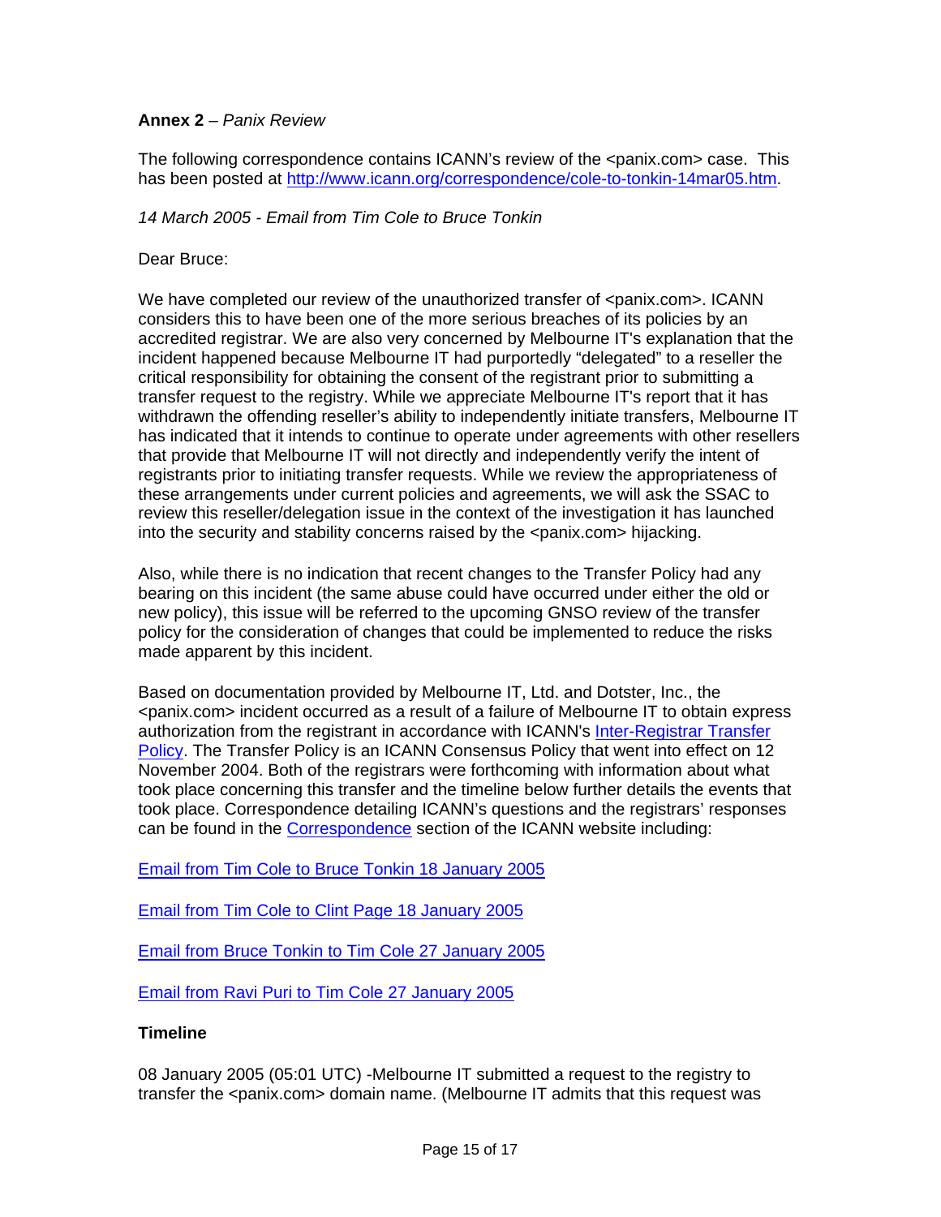**Annex 2** – *Panix Review*

The following correspondence contains ICANN's review of the <panix.com> case. This has been posted at [http://www.icann.org/correspondence/cole-to-tonkin-14mar05.htm](http://www.icann.org/correspondence/cole-to-tonkin-14mar05.htm).

*14 March 2005 - Email from Tim Cole to Bruce Tonkin*

Dear Bruce:

We have completed our review of the unauthorized transfer of <panix.com>. ICANN considers this to have been one of the more serious breaches of its policies by an accredited registrar. We are also very concerned by Melbourne IT's explanation that the incident happened because Melbourne IT had purportedly "delegated" to a reseller the critical responsibility for obtaining the consent of the registrant prior to submitting a transfer request to the registry. While we appreciate Melbourne IT's report that it has withdrawn the offending reseller's ability to independently initiate transfers, Melbourne IT has indicated that it intends to continue to operate under agreements with other resellers that provide that Melbourne IT will not directly and independently verify the intent of registrants prior to initiating transfer requests. While we review the appropriateness of these arrangements under current policies and agreements, we will ask the SSAC to review this reseller/delegation issue in the context of the investigation it has launched into the security and stability concerns raised by the <panix.com> hijacking.

Also, while there is no indication that recent changes to the Transfer Policy had any bearing on this incident (the same abuse could have occurred under either the old or new policy), this issue will be referred to the upcoming GNSO review of the transfer policy for the consideration of changes that could be implemented to reduce the risks made apparent by this incident.

Based on documentation provided by Melbourne IT, Ltd. and Dotster, Inc., the <panix.com> incident occurred as a result of a failure of Melbourne IT to obtain express authorization from the registrant in accordance with ICANN's Inter-Registrar Transfer Policy. The Transfer Policy is an ICANN Consensus Policy that went into effect on 12 November 2004. Both of the registrars were forthcoming with information about what took place concerning this transfer and the timeline below further details the events that took place. Correspondence detailing ICANN's questions and the registrars' responses can be found in the Correspondence section of the ICANN website including:

Email from Tim Cole to Bruce Tonkin 18 January 2005

Email from Tim Cole to Clint Page 18 January 2005

Email from Bruce Tonkin to Tim Cole 27 January 2005

Email from Ravi Puri to Tim Cole 27 January 2005

**Timeline**

08 January 2005 (05:01 UTC) -Melbourne IT submitted a request to the registry to transfer the <panix.com> domain name. (Melbourne IT admits that this request was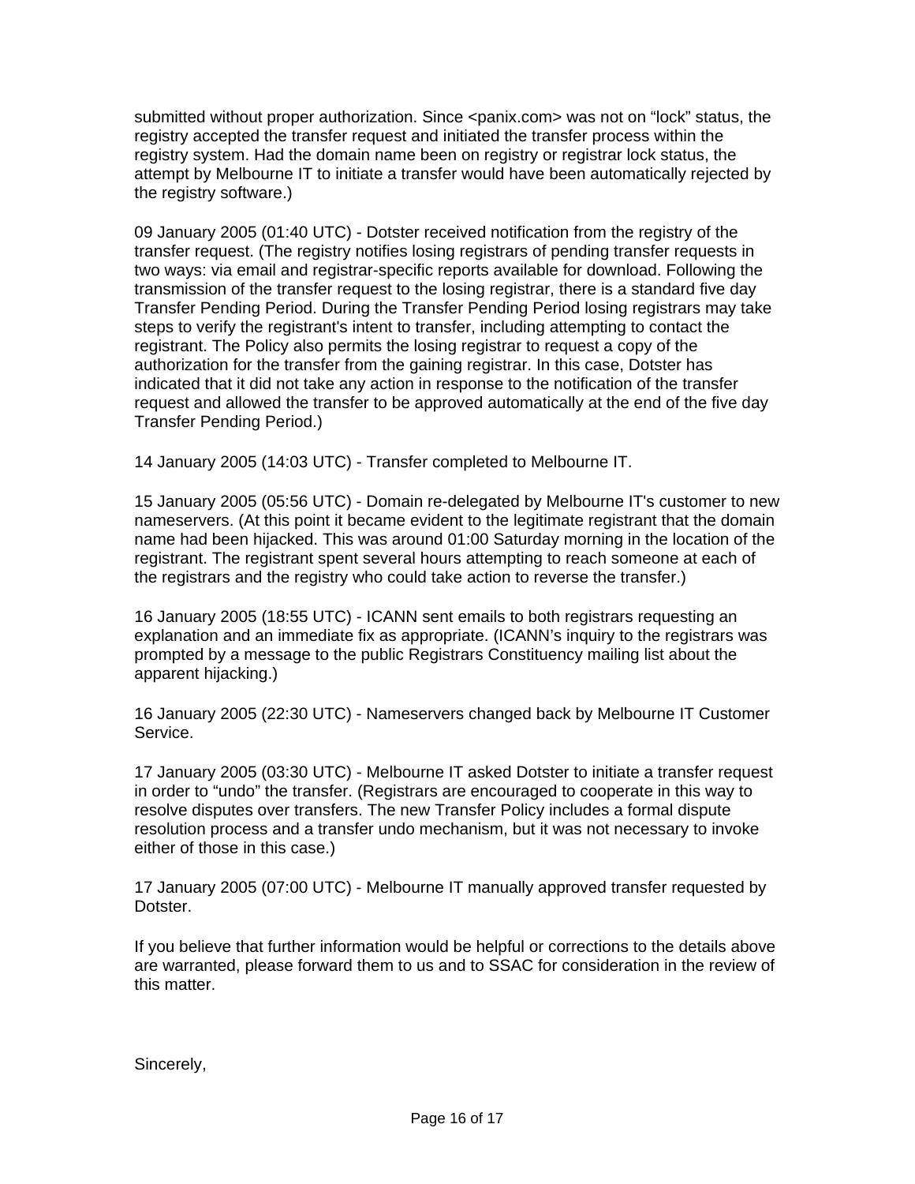submitted without proper authorization. Since <panix.com> was not on “lock” status, the registry accepted the transfer request and initiated the transfer process within the registry system. Had the domain name been on registry or registrar lock status, the attempt by Melbourne IT to initiate a transfer would have been automatically rejected by the registry software.)

09 January 2005 (01:40 UTC) - Dotster received notification from the registry of the transfer request. (The registry notifies losing registrars of pending transfer requests in two ways: via email and registrar-specific reports available for download. Following the transmission of the transfer request to the losing registrar, there is a standard five day Transfer Pending Period. During the Transfer Pending Period losing registrars may take steps to verify the registrant's intent to transfer, including attempting to contact the registrant. The Policy also permits the losing registrar to request a copy of the authorization for the transfer from the gaining registrar. In this case, Dotster has indicated that it did not take any action in response to the notification of the transfer request and allowed the transfer to be approved automatically at the end of the five day Transfer Pending Period.)

14 January 2005 (14:03 UTC) - Transfer completed to Melbourne IT.

15 January 2005 (05:56 UTC) - Domain re-delegated by Melbourne IT's customer to new nameservers. (At this point it became evident to the legitimate registrant that the domain name had been hijacked. This was around 01:00 Saturday morning in the location of the registrant. The registrant spent several hours attempting to reach someone at each of the registrars and the registry who could take action to reverse the transfer.)

16 January 2005 (18:55 UTC) - ICANN sent emails to both registrars requesting an explanation and an immediate fix as appropriate. (ICANN’s inquiry to the registrars was prompted by a message to the public Registrars Constituency mailing list about the apparent hijacking.)

16 January 2005 (22:30 UTC) - Nameservers changed back by Melbourne IT Customer Service.

17 January 2005 (03:30 UTC) - Melbourne IT asked Dotster to initiate a transfer request in order to “undo” the transfer. (Registrars are encouraged to cooperate in this way to resolve disputes over transfers. The new Transfer Policy includes a formal dispute resolution process and a transfer undo mechanism, but it was not necessary to invoke either of those in this case.)

17 January 2005 (07:00 UTC) - Melbourne IT manually approved transfer requested by Dotster.

If you believe that further information would be helpful or corrections to the details above are warranted, please forward them to us and to SSAC for consideration in the review of this matter.

Sincerely,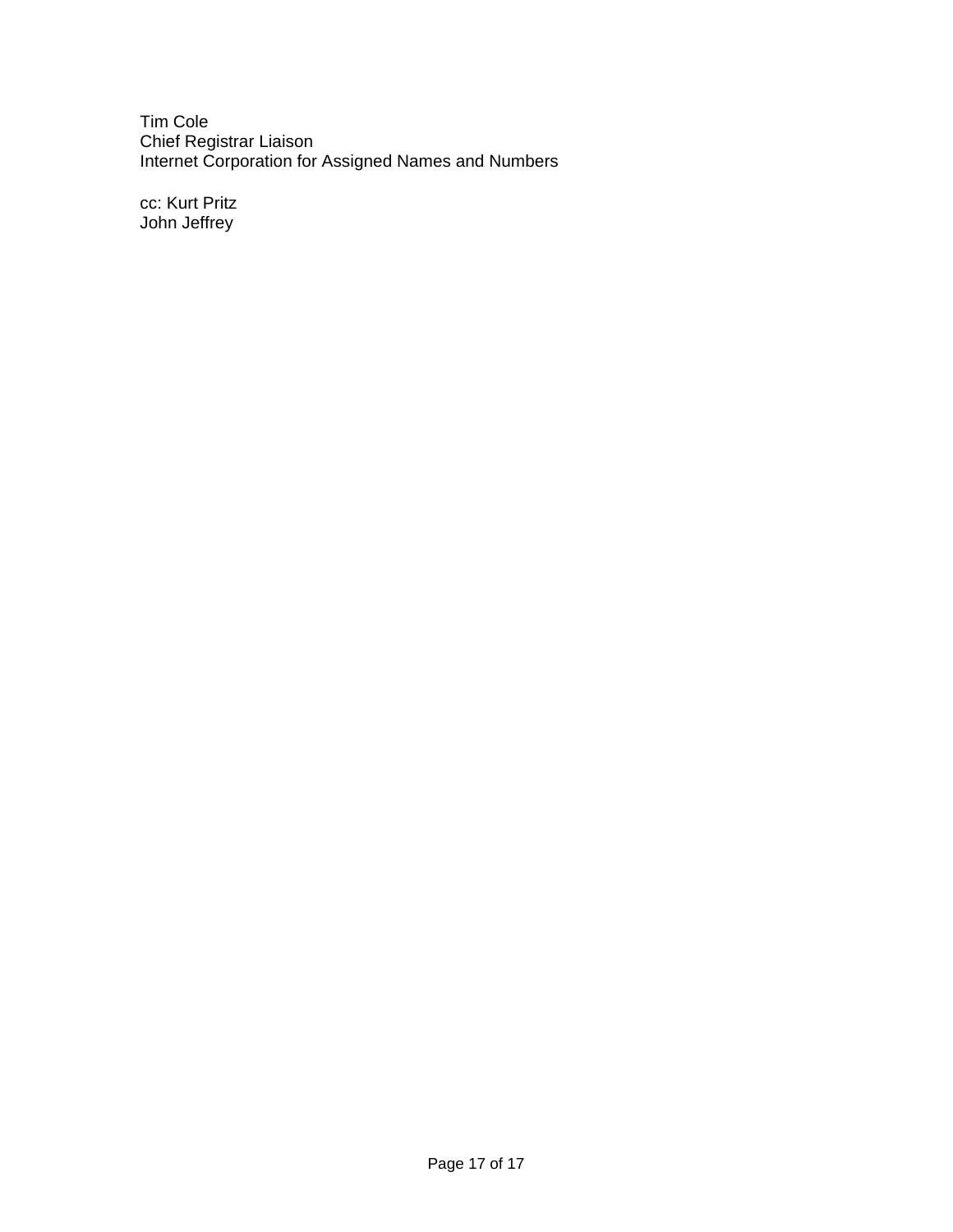Tim Cole
Chief Registrar Liaison
Internet Corporation for Assigned Names and Numbers

cc: Kurt Pritz
John Jeffrey